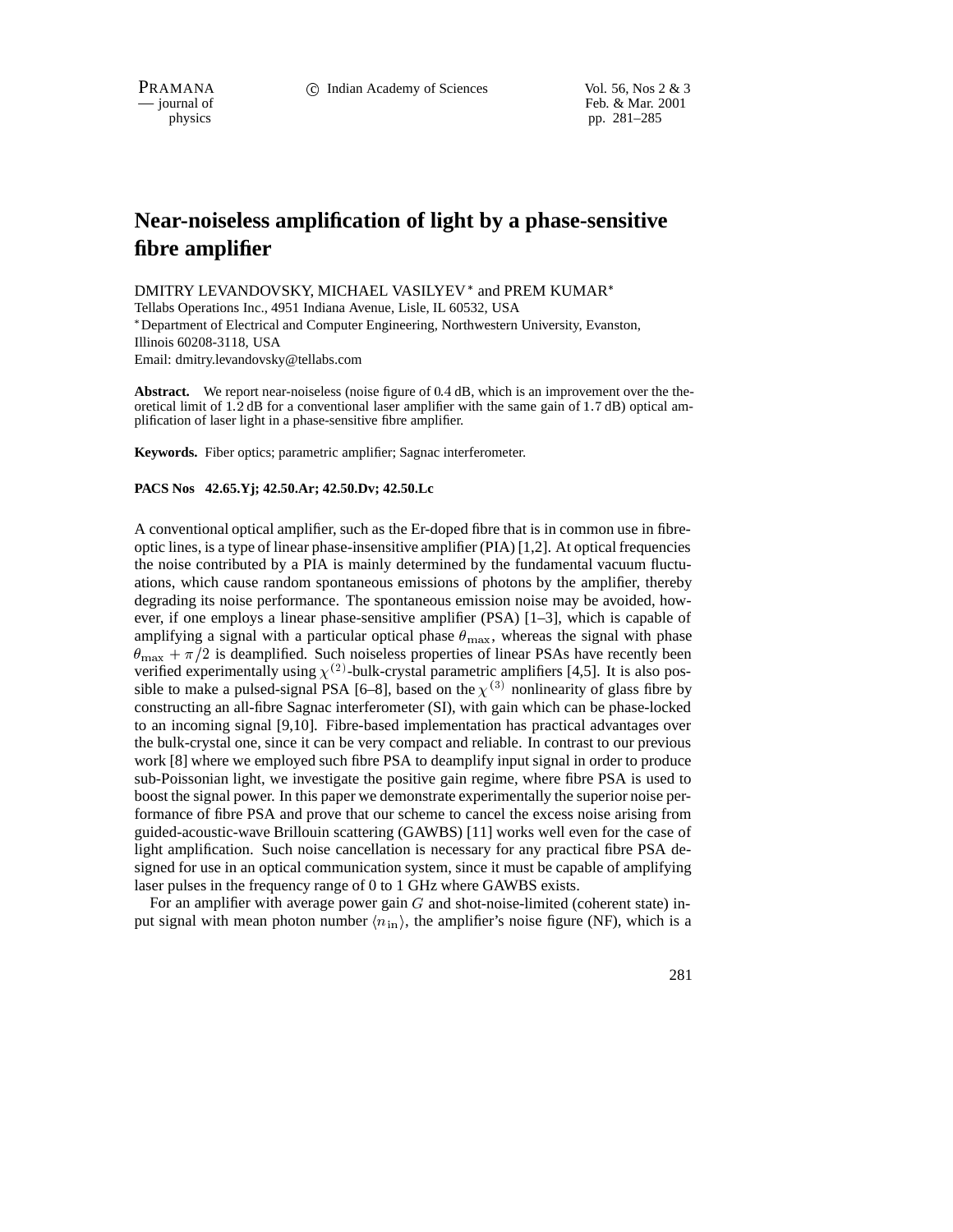# Near-noiseless amplification of light by a phase-sensitive fibre amplifier

DMITRY LEVANDOVSKY, MICHAEL VASILYEV* and PREM KUMAR*

Tellabs Operations Inc., 4951 Indiana Avenue, Lisle, IL 60532, USA

*Department of Electrical and Computer Engineering, Northwestern University, Evanston, Illinois 60208-3118, USA

Email: dmitry.levandovsky@tellabs.com

**Abstract.** We report near-noiseless (noise figure of 0.4 dB, which is an improvement over the theoretical limit of 1.2 dB for a conventional laser amplifier with the same gain of 1.7 dB) optical amplification of laser light in a phase-sensitive fibre amplifier.

**Keywords.** Fiber optics; parametric amplifier; Sagnac interferometer.

**PACS Nos 42.65.Yj; 42.50.Ar; 42.50.Dv; 42.50.Lc**

A conventional optical amplifier, such as the Er-doped fibre that is in common use in fibre-optic lines, is a type of linear phase-insensitive amplifier (PIA) [1,2]. At optical frequencies the noise contributed by a PIA is mainly determined by the fundamental vacuum fluctuations, which cause random spontaneous emissions of photons by the amplifier, thereby degrading its noise performance. The spontaneous emission noise may be avoided, however, if one employs a linear phase-sensitive amplifier (PSA) [1–3], which is capable of amplifying a signal with a particular optical phase $\theta_{\max}$, whereas the signal with phase $\theta_{\max} + \pi/2$ is deamplified. Such noiseless properties of linear PSAs have recently been verified experimentally using $\chi^{(2)}$-bulk-crystal parametric amplifiers [4,5]. It is also possible to make a pulsed-signal PSA [6–8], based on the $\chi^{(3)}$ nonlinearity of glass fibre by constructing an all-fibre Sagnac interferometer (SI), with gain which can be phase-locked to an incoming signal [9,10]. Fibre-based implementation has practical advantages over the bulk-crystal one, since it can be very compact and reliable. In contrast to our previous work [8] where we employed such fibre PSA to deamplify input signal in order to produce sub-Poissonian light, we investigate the positive gain regime, where fibre PSA is used to boost the signal power. In this paper we demonstrate experimentally the superior noise performance of fibre PSA and prove that our scheme to cancel the excess noise arising from guided-acoustic-wave Brillouin scattering (GAWBS) [11] works well even for the case of light amplification. Such noise cancellation is necessary for any practical fibre PSA designed for use in an optical communication system, since it must be capable of amplifying laser pulses in the frequency range of 0 to 1 GHz where GAWBS exists.

For an amplifier with average power gain $G$ and shot-noise-limited (coherent state) input signal with mean photon number $\langle n_{\text{in}} \rangle$, the amplifier's noise figure (NF), which is a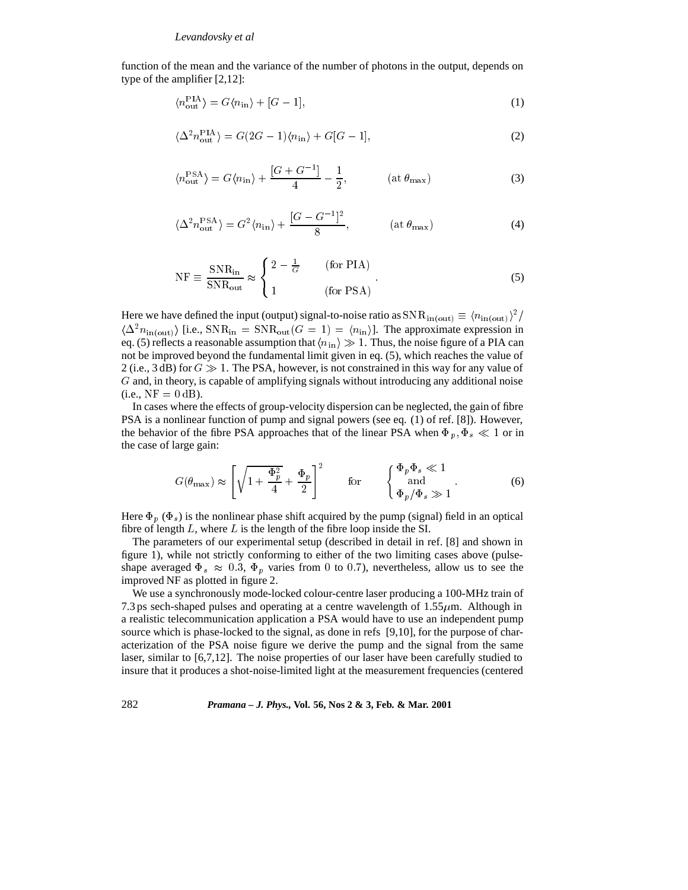function of the mean and the variance of the number of photons in the output, depends on type of the amplifier [2,12]:

$$\langle n_{\rm out}^{\rm PIA} \rangle = G\langle n_{\rm in} \rangle + [G-1], \tag{1}$$

$$\langle \Delta^2 n_{\rm out}^{\rm PIA} \rangle = G(2G-1)\langle n_{\rm in} \rangle + G[G-1], \tag{2}$$

$$\langle n_{\rm out}^{\rm PSA} \rangle = G\langle n_{\rm in} \rangle + \frac{[G+G^{-1}]}{4} - \frac{1}{2}, \qquad (\text{at } \theta_{\max}) \tag{3}$$

$$\langle \Delta^2 n_{\rm out}^{\rm PSA} \rangle = G^2\langle n_{\rm in} \rangle + \frac{[G-G^{-1}]^2}{8}, \qquad (\text{at } \theta_{\max}) \tag{4}$$

$$\mathrm{NF} \equiv \frac{\mathrm{SNR_{in}}}{\mathrm{SNR_{out}}} \approx \begin{cases} 2 - \frac{1}{G} & (\text{for PIA}) \\ 1 & (\text{for PSA}) \end{cases}. \tag{5}$$

Here we have defined the input (output) signal-to-noise ratio as $\mathrm{SNR}_{\rm in(out)} \equiv \langle n_{\rm in(out)} \rangle^2 / \langle \Delta^2 n_{\rm in(out)} \rangle$ [i.e., $\mathrm{SNR_{in}} = \mathrm{SNR_{out}}(G=1) = \langle n_{\rm in} \rangle$]. The approximate expression in eq. (5) reflects a reasonable assumption that $\langle n_{\rm in} \rangle \gg 1$. Thus, the noise figure of a PIA can not be improved beyond the fundamental limit given in eq. (5), which reaches the value of 2 (i.e., 3 dB) for $G \gg 1$. The PSA, however, is not constrained in this way for any value of $G$ and, in theory, is capable of amplifying signals without introducing any additional noise (i.e., $\mathrm{NF} = 0\,\mathrm{dB}$).

In cases where the effects of group-velocity dispersion can be neglected, the gain of fibre PSA is a nonlinear function of pump and signal powers (see eq. (1) of ref. [8]). However, the behavior of the fibre PSA approaches that of the linear PSA when $\Phi_p, \Phi_s \ll 1$ or in the case of large gain:

$$G(\theta_{\max}) \approx \left[\sqrt{1 + \frac{\Phi_p^2}{4}} + \frac{\Phi_p}{2}\right]^2 \qquad \text{for} \qquad \begin{cases} \Phi_p \Phi_s \ll 1 \\ \text{and} \\ \Phi_p/\Phi_s \gg 1 \end{cases}. \tag{6}$$

Here $\Phi_p$ ($\Phi_s$) is the nonlinear phase shift acquired by the pump (signal) field in an optical fibre of length $L$, where $L$ is the length of the fibre loop inside the SI.

The parameters of our experimental setup (described in detail in ref. [8] and shown in figure 1), while not strictly conforming to either of the two limiting cases above (pulse-shape averaged $\Phi_s \approx 0.3$, $\Phi_p$ varies from 0 to 0.7), nevertheless, allow us to see the improved NF as plotted in figure 2.

We use a synchronously mode-locked colour-centre laser producing a 100-MHz train of 7.3 ps sech-shaped pulses and operating at a centre wavelength of 1.55 $\mu$m. Although in a realistic telecommunication application a PSA would have to use an independent pump source which is phase-locked to the signal, as done in refs [9,10], for the purpose of characterization of the PSA noise figure we derive the pump and the signal from the same laser, similar to [6,7,12]. The noise properties of our laser have been carefully studied to insure that it produces a shot-noise-limited light at the measurement frequencies (centered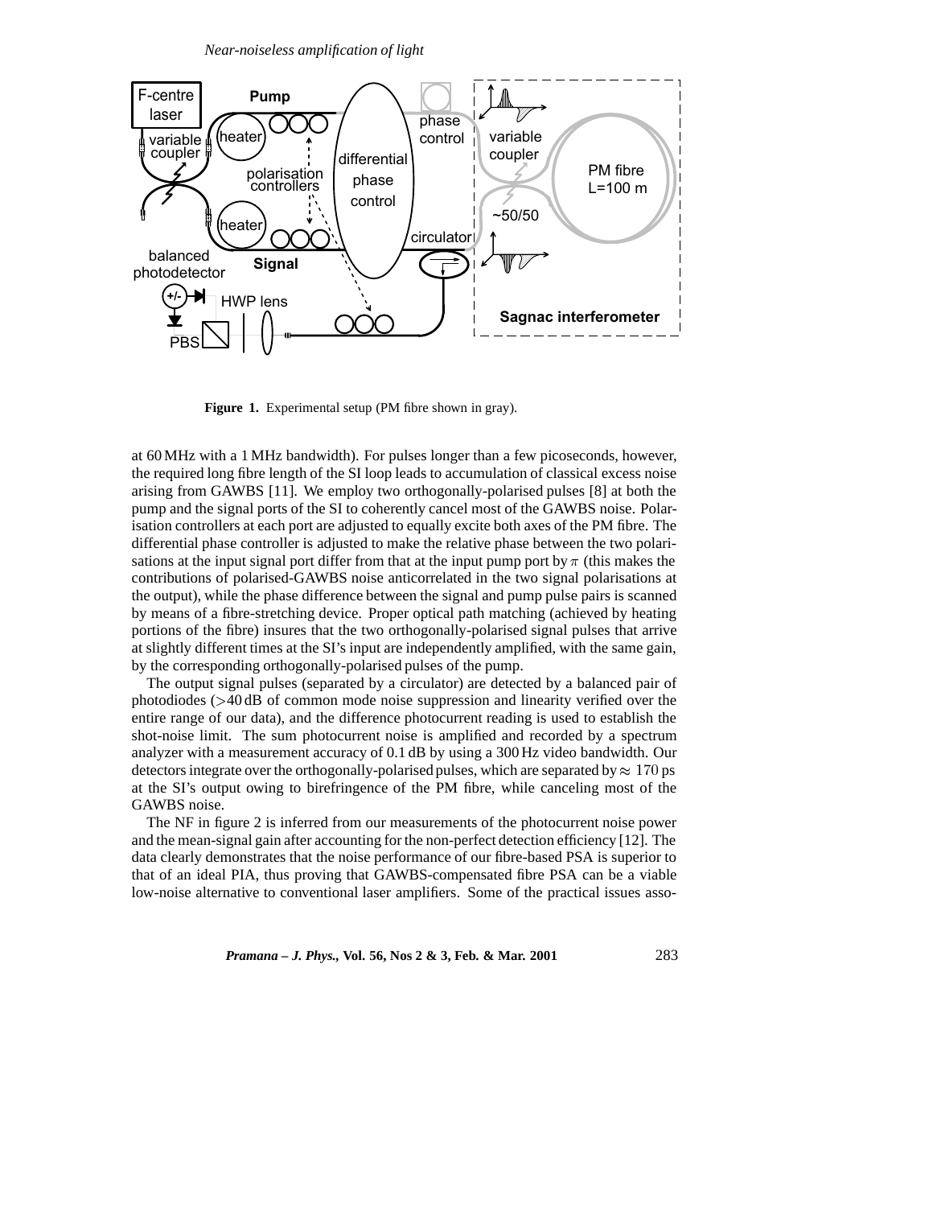**Figure 1.** Experimental setup (PM fibre shown in gray).

at 60 MHz with a 1 MHz bandwidth). For pulses longer than a few picoseconds, however, the required long fibre length of the SI loop leads to accumulation of classical excess noise arising from GAWBS [11]. We employ two orthogonally-polarised pulses [8] at both the pump and the signal ports of the SI to coherently cancel most of the GAWBS noise. Polarisation controllers at each port are adjusted to equally excite both axes of the PM fibre. The differential phase controller is adjusted to make the relative phase between the two polarisations at the input signal port differ from that at the input pump port by $\pi$ (this makes the contributions of polarised-GAWBS noise anticorrelated in the two signal polarisations at the output), while the phase difference between the signal and pump pulse pairs is scanned by means of a fibre-stretching device. Proper optical path matching (achieved by heating portions of the fibre) insures that the two orthogonally-polarised signal pulses that arrive at slightly different times at the SI's input are independently amplified, with the same gain, by the corresponding orthogonally-polarised pulses of the pump.

The output signal pulses (separated by a circulator) are detected by a balanced pair of photodiodes (>40 dB of common mode noise suppression and linearity verified over the entire range of our data), and the difference photocurrent reading is used to establish the shot-noise limit. The sum photocurrent noise is amplified and recorded by a spectrum analyzer with a measurement accuracy of 0.1 dB by using a 300 Hz video bandwidth. Our detectors integrate over the orthogonally-polarised pulses, which are separated by $\approx$ 170 ps at the SI's output owing to birefringence of the PM fibre, while canceling most of the GAWBS noise.

The NF in figure 2 is inferred from our measurements of the photocurrent noise power and the mean-signal gain after accounting for the non-perfect detection efficiency [12]. The data clearly demonstrates that the noise performance of our fibre-based PSA is superior to that of an ideal PIA, thus proving that GAWBS-compensated fibre PSA can be a viable low-noise alternative to conventional laser amplifiers. Some of the practical issues asso-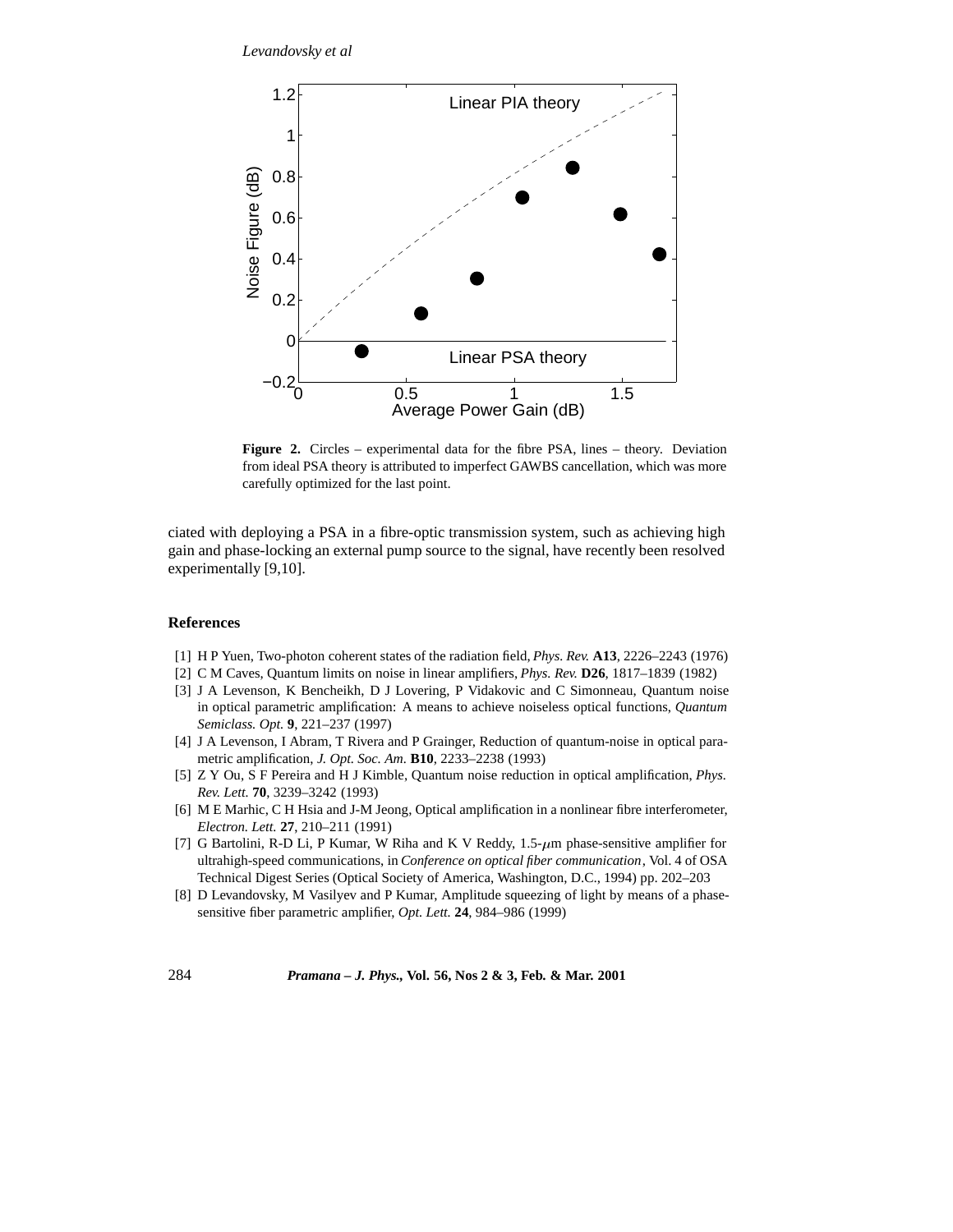**Figure 2.** Circles – experimental data for the fibre PSA, lines – theory. Deviation from ideal PSA theory is attributed to imperfect GAWBS cancellation, which was more carefully optimized for the last point.

ciated with deploying a PSA in a fibre-optic transmission system, such as achieving high gain and phase-locking an external pump source to the signal, have recently been resolved experimentally [9,10].

## References

[1] H P Yuen, Two-photon coherent states of the radiation field, *Phys. Rev.* **A13**, 2226–2243 (1976)

[2] C M Caves, Quantum limits on noise in linear amplifiers, *Phys. Rev.* **D26**, 1817–1839 (1982)

[3] J A Levenson, K Bencheikh, D J Lovering, P Vidakovic and C Simonneau, Quantum noise in optical parametric amplification: A means to achieve noiseless optical functions, *Quantum Semiclass. Opt.* **9**, 221–237 (1997)

[4] J A Levenson, I Abram, T Rivera and P Grainger, Reduction of quantum-noise in optical parametric amplification, *J. Opt. Soc. Am.* **B10**, 2233–2238 (1993)

[5] Z Y Ou, S F Pereira and H J Kimble, Quantum noise reduction in optical amplification, *Phys. Rev. Lett.* **70**, 3239–3242 (1993)

[6] M E Marhic, C H Hsia and J-M Jeong, Optical amplification in a nonlinear fibre interferometer, *Electron. Lett.* **27**, 210–211 (1991)

[7] G Bartolini, R-D Li, P Kumar, W Riha and K V Reddy, 1.5-$\mu$m phase-sensitive amplifier for ultrahigh-speed communications, in *Conference on optical fiber communication*, Vol. 4 of OSA Technical Digest Series (Optical Society of America, Washington, D.C., 1994) pp. 202–203

[8] D Levandovsky, M Vasilyev and P Kumar, Amplitude squeezing of light by means of a phase-sensitive fiber parametric amplifier, *Opt. Lett.* **24**, 984–986 (1999)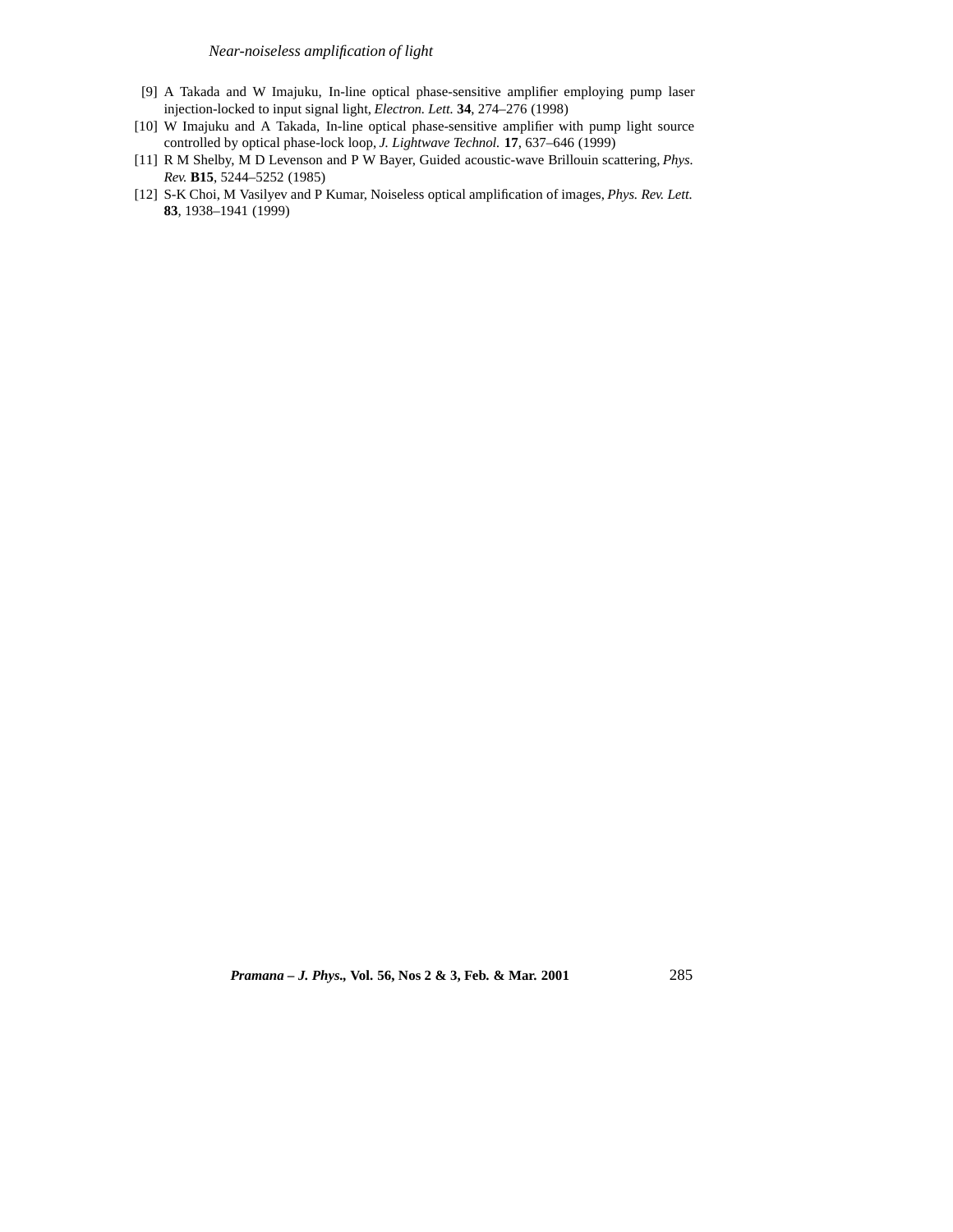[9] A Takada and W Imajuku, In-line optical phase-sensitive amplifier employing pump laser injection-locked to input signal light, *Electron. Lett.* **34**, 274–276 (1998)

[10] W Imajuku and A Takada, In-line optical phase-sensitive amplifier with pump light source controlled by optical phase-lock loop, *J. Lightwave Technol.* **17**, 637–646 (1999)

[11] R M Shelby, M D Levenson and P W Bayer, Guided acoustic-wave Brillouin scattering, *Phys. Rev.* **B15**, 5244–5252 (1985)

[12] S-K Choi, M Vasilyev and P Kumar, Noiseless optical amplification of images, *Phys. Rev. Lett.* **83**, 1938–1941 (1999)